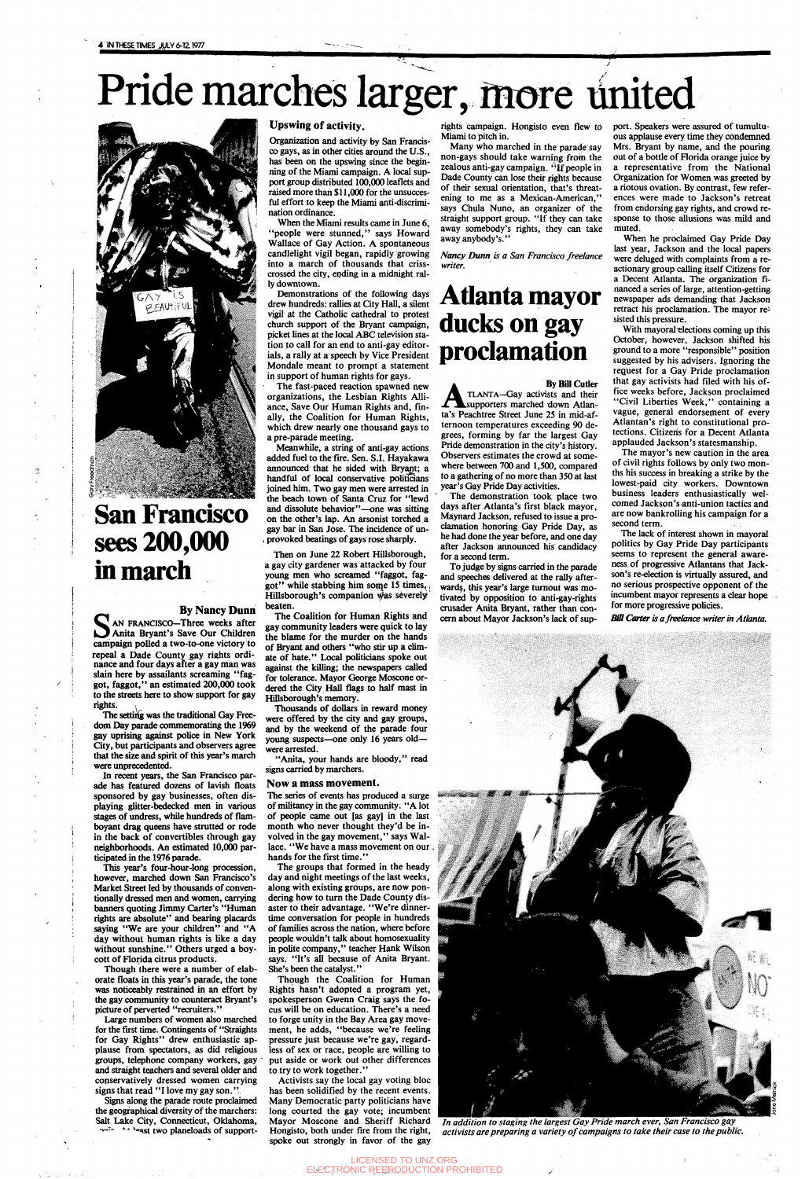# Pride marches larger, more united

## San Francisco sees 200,000 in march

**By Nancy Dunn**

SAN FRANCISCO—Three weeks after Anita Bryant's Save Our Children campaign polled a two-to-one victory to repeal a Dade County gay rights ordinance and four days after a gay man was slain here by assailants screaming "faggot, faggot," an estimated 200,000 took to the streets here to show support for gay rights.

The setting was the traditional Gay Freedom Day parade commemorating the 1969 gay uprising against police in New York City, but participants and observers agree that the size and spirit of this year's march were unprecedented.

In recent years, the San Francisco parade has featured dozens of lavish floats sponsored by gay businesses, often displaying glitter-bedecked men in various stages of undress, while hundreds of flamboyant drag queens have strutted or rode in the back of convertibles through gay neighborhoods. An estimated 10,000 participated in the 1976 parade.

This year's four-hour-long procession, however, marched down San Francisco's Market Street led by thousands of conventionally dressed men and women, carrying banners quoting Jimmy Carter's "Human rights are absolute" and bearing placards saying "We are your children" and "A day without human rights is like a day without sunshine." Others urged a boycott of Florida citrus products.

Though there were a number of elaborate floats in this year's parade, the tone was noticeably restrained in an effort by the gay community to counteract Bryant's picture of perverted "recruiters."

Large numbers of women also marched for the first time. Contingents of "Straights for Gay Rights" drew enthusiastic applause from spectators, as did religious groups, telephone company workers, gay and straight teachers and several older and conservatively dressed women carrying signs that read "I love my gay son."

Signs along the parade route proclaimed the geographical diversity of the marchers: Salt Lake City, Connecticut, Oklahoma, ... at least two planeloads of support-

### Upswing of activity.

Organization and activity by San Francisco gays, as in other cities around the U.S., has been on the upswing since the beginning of the Miami campaign. A local support group distributed 100,000 leaflets and raised more than $11,000 for the unsuccessful effort to keep the Miami anti-discrimination ordinance.

When the Miami results came in June 6, "people were stunned," says Howard Wallace of Gay Action. A spontaneous candlelight vigil began, rapidly growing into a march of thousands that crisscrossed the city, ending in a midnight rally downtown.

Demonstrations of the following days drew hundreds: rallies at City Hall, a silent vigil at the Catholic cathedral to protest church support of the Bryant campaign, picket lines at the local ABC television station to call for an end to anti-gay editorials, a rally at a speech by Vice President Mondale meant to prompt a statement in support of human rights for gays.

The fast-paced reaction spawned new organizations, the Lesbian Rights Alliance, Save Our Human Rights and, finally, the Coalition for Human Rights, which drew nearly one thousand gays to a pre-parade meeting.

Meanwhile, a string of anti-gay actions added fuel to the fire. Sen. S.I. Hayakawa announced that he sided with Bryant; a handful of local conservative politicians joined him. Two gay men were arrested in the beach town of Santa Cruz for "lewd and dissolute behavior"—one was sitting on the other's lap. An arsonist torched a gay bar in San Jose. The incidence of unprovoked beatings of gays rose sharply.

Then on June 22 Robert Hillsborough, a gay city gardener was attacked by four young men who screamed "faggot, faggot" while stabbing him some 15 times. Hillsborough's companion was severely beaten.

The Coalition for Human Rights and gay community leaders were quick to lay the blame for the murder on the hands of Bryant and others "who stir up a climate of hate." Local politicians spoke out against the killing; the newspapers called for tolerance. Mayor George Moscone ordered the City Hall flags to half mast in Hillsborough's memory.

Thousands of dollars in reward money were offered by the city and gay groups, and by the weekend of the parade four young suspects—one only 16 years old—were arrested.

"Anita, your hands are bloody," read signs carried by marchers.

### Now a mass movement.

The series of events has produced a surge of militancy in the gay community. "A lot of people came out [as gay] in the last month who never thought they'd be involved in the gay movement," says Wallace. "We have a mass movement on our hands for the first time."

The groups that formed in the heady day and night meetings of the last weeks, along with existing groups, are now pondering how to turn the Dade County disaster to their advantage. "We're dinner-time conversation for people in hundreds of families across the nation, where before people wouldn't talk about homosexuality in polite company," teacher Hank Wilson says. "It's all because of Anita Bryant. She's been the catalyst."

Though the Coalition for Human Rights hasn't adopted a program yet, spokesperson Gwenn Craig says the focus will be on education. There's a need to forge unity in the Bay Area gay movement, he adds, "because we're feeling pressure just because we're gay, regardless of sex or race, people are willing to put aside or work out other differences to try to work together."

Activists say the local gay voting bloc has been solidified by the recent events. Many Democratic party politicians have long courted the gay vote; incumbent Mayor Moscone and Sheriff Richard Hongisto, both under fire from the right, spoke out strongly in favor of the gay rights campaign. Hongisto even flew to Miami to pitch in.

Many who marched in the parade say non-gays should take warning from the zealous anti-gay campaign. "If people in Dade County can lose their rights because of their sexual orientation, that's threatening to me as a Mexican-American," says Chula Nuno, an organizer of the straight support group. "If they can take away somebody's rights, they can take away anybody's."

*Nancy Dunn is a San Francisco freelance writer.*

## Atlanta mayor ducks on gay proclamation

**By Bill Cutler**

ATLANTA—Gay activists and their supporters marched down Atlanta's Peachtree Street June 25 in mid-afternoon temperatures exceeding 90 degrees, forming by far the largest Gay Pride demonstration in the city's history. Observers estimates the crowd at somewhere between 700 and 1,500, compared to a gathering of no more than 350 at last year's Gay Pride Day activities.

The demonstration took place two days after Atlanta's first black mayor, Maynard Jackson, refused to issue a proclamation honoring Gay Pride Day, as he had done the year before, and one day after Jackson announced his candidacy for a second term.

To judge by signs carried in the parade and speeches delivered at the rally afterwards, this year's large turnout was motivated by opposition to anti-gay-rights crusader Anita Bryant, rather than concern about Mayor Jackson's lack of support. Speakers were assured of tumultuous applause every time they condemned Mrs. Bryant by name, and the pouring out of a bottle of Florida orange juice by a representative from the National Organization for Women was greeted by a riotous ovation. By contrast, few references were made to Jackson's retreat from endorsing gay rights, and crowd response to those allusions was mild and muted.

When he proclaimed Gay Pride Day last year, Jackson and the local papers were deluged with complaints from a reactionary group calling itself Citizens for a Decent Atlanta. The organization financed a series of large, attention-getting newspaper ads demanding that Jackson retract his proclamation. The mayor resisted this pressure.

With mayoral elections coming up this October, however, Jackson shifted his ground to a more "responsible" position suggested by his advisers. Ignoring the request for a Gay Pride proclamation that gay activists had filed with his office weeks before, Jackson proclaimed "Civil Liberties Week," containing a vague, general endorsement of every Atlantan's right to constitutional protections. Citizens for a Decent Atlanta applauded Jackson's statesmanship.

The mayor's new caution in the area of civil rights follows by only two months his success in breaking a strike by the lowest-paid city workers. Downtown business leaders enthusiastically welcomed Jackson's anti-union tactics and are now bankrolling his campaign for a second term.

The lack of interest shown in mayoral politics by Gay Pride Day participants seems to represent the general awareness of progressive Atlantans that Jackson's re-election is virtually assured, and no serious prospective opponent of the incumbent mayor represents a clear hope for more progressive policies.

*Bill Carter is a freelance writer in Atlanta.*

*In addition to staging the largest Gay Pride march ever, San Francisco gay activists are preparing a variety of campaigns to take their case to the public.*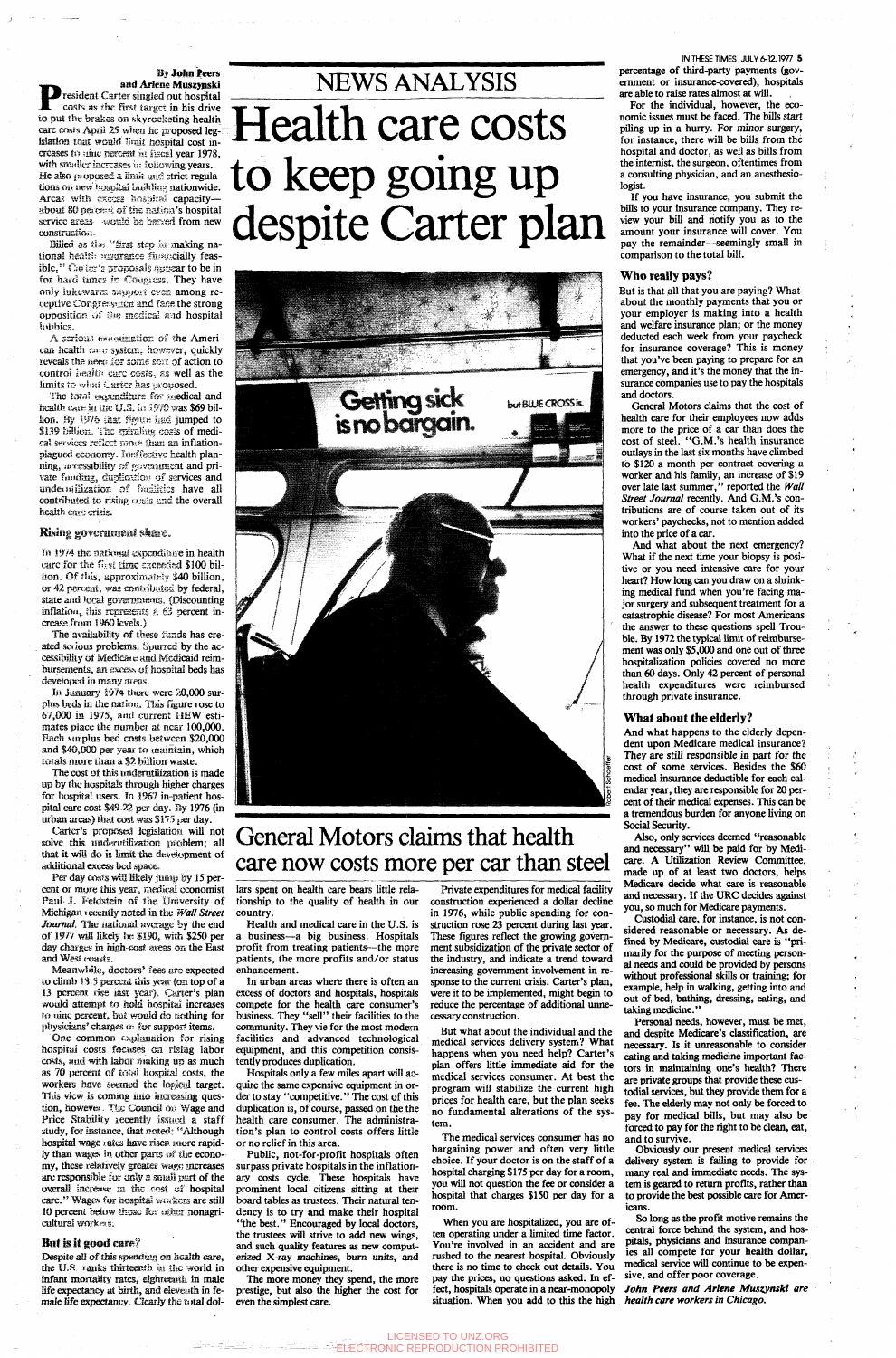# NEWS ANALYSIS

# Health care costs to keep going up despite Carter plan

**By John Peers and Arlene Muszynski**

President Carter singled out hospital costs as the first target in his drive to put the brakes on skyrocketing health care costs April 25 when he proposed legislation that would limit hospital cost increases to nine percent in fiscal year 1978, with smaller increases in following years. He also proposed a limit and strict regulations on new hospital building nationwide. Areas with excess hospital capacity—about 80 percent of the nation's hospital service areas—would be barred from new construction.

Billed as the "first step in making national health insurance financially feasible," Carter's proposals appear to be in for hard times in Congress. They have only lukewarm support even among receptive Congressmen and face the strong opposition of the medical and hospital lobbies.

A serious examination of the American health care system, however, quickly reveals the need for some sort of action to control health care costs, as well as the limits to what Carter has proposed.

The total expenditure for medical and health care in the U.S. in 1970 was $69 billion. By 1976 that figure had jumped to $139 billion. The spiraling costs of medical services reflect more than an inflation-plagued economy. Ineffective health planning, accessibility of government and private funding, duplication of services and underutilization of facilities have all contributed to rising costs and the overall health care crisis.

## Rising government share.

In 1974 the national expenditure in health care for the first time exceeded $100 billion. Of this, approximately $40 billion, or 42 percent, was contributed by federal, state and local governments. (Discounting inflation, this represents a 63 percent increase from 1960 levels.)

The availability of these funds has created serious problems. Spurred by the accessibility of Medicare and Medicaid reimbursements, an excess of hospital beds has developed in many areas.

In January 1974 there were 20,000 surplus beds in the nation. This figure rose to 67,000 in 1975, and current HEW estimates place the number at near 100,000. Each surplus bed costs between $20,000 and $40,000 per year to maintain, which totals more than a $2 billion waste.

The cost of this underutilization is made up by the hospitals through higher charges for hospital users. In 1967 in-patient hospital care cost $49.72 per day. By 1976 (in urban areas) that cost was $175 per day.

Carter's proposed legislation will not solve this underutilization problem; all that it will do is limit the development of additional excess bed space.

Per day costs will likely jump by 15 percent or more this year, medical economist Paul J. Feldstein of the University of Michigan recently noted in the *Wall Street Journal*. The national average by the end of 1977 will likely be $190, with $250 per day charges in high-cost areas on the East and West coasts.

Meanwhile, doctors' fees are expected to climb 13.5 percent this year (on top of a 13 percent rise last year). Carter's plan would attempt to hold hospital increases to nine percent, but would do nothing for physicians' charges or for support items.

One common explanation for rising hospital costs focuses on rising labor costs, and with labor making up as much as 70 percent of total hospital costs, the workers have seemed the logical target. This view is coming into increasing question, however. The Council on Wage and Price Stability recently issued a staff study, for instance, that noted: "Although hospital wage rates have risen more rapidly than wages in other parts of the economy, these relatively greater wage increases are responsible for only a small part of the overall increase in the cost of hospital care." Wages for hospital workers are still 10 percent below those for other nonagricultural workers.

## But is it good care?

Despite all of this spending on health care, the U.S. ranks thirteenth in the world in infant mortality rates, eighteenth in male life expectancy at birth, and eleventh in female life expectancy. Clearly the total dollars spent on health care bears little relationship to the quality of health in our country.

Health and medical care in the U.S. is a business—a big business. Hospitals profit from treating patients—the more patients, the more profits and/or status enhancement.

In urban areas where there is often an excess of doctors and hospitals, hospitals compete for the health care consumer's business. They "sell" their facilities to the community. They vie for the most modern facilities and advanced technological equipment, and this competition consistently produces duplication.

Hospitals only a few miles apart will acquire the same expensive equipment in order to stay "competitive." The cost of this duplication is, of course, passed on the the health care consumer. The administration's plan to control costs offers little or no relief in this area.

Public, not-for-profit hospitals often surpass private hospitals in the inflationary costs cycle. These hospitals have prominent local citizens sitting at their board tables as trustees. Their natural tendency is to try and make their hospital "the best." Encouraged by local doctors, the trustees will strive to add new wings, and such quality features as new computerized X-ray machines, burn units, and other expensive equipment.

The more money they spend, the more prestige, but also the higher the cost for even the simplest care.

Private expenditures for medical facility construction experienced a dollar decline in 1976, while public spending for construction rose 23 percent during last year. These figures reflect the growing government subsidization of the private sector of the industry, and indicate a trend toward increasing government involvement in response to the current crisis. Carter's plan, were it to be implemented, might begin to reduce the percentage of additional unnecessary construction.

But what about the individual and the medical services delivery system? What happens when you need help? Carter's plan offers little immediate aid for the medical services consumer. At best the program will stabilize the current high prices for health care, but the plan seeks no fundamental alterations of the system.

The medical services consumer has no bargaining power and often very little choice. If your doctor is on the staff of a hospital charging $175 per day for a room, you will not question the fee or consider a hospital that charges $150 per day for a room.

When you are hospitalized, you are often operating under a limited time factor. You're involved in an accident and are rushed to the nearest hospital. Obviously there is no time to check out details. You pay the prices, no questions asked. In effect, hospitals operate in a near-monopoly situation. When you add to this the high percentage of third-party payments (government or insurance-covered), hospitals are able to raise rates almost at will.

For the individual, however, the economic issues must be faced. The bills start piling up in a hurry. For minor surgery, for instance, there will be bills from the hospital and doctor, as well as bills from the internist, the surgeon, oftentimes from a consulting physician, and an anesthesiologist.

If you have insurance, you submit the bills to your insurance company. They review your bill and notify you as to the amount your insurance will cover. You pay the remainder—seemingly small in comparison to the total bill.

## Who really pays?

But is that all that you are paying? What about the monthly payments that you or your employer is making into a health and welfare insurance plan; or the money deducted each week from your paycheck for insurance coverage? This is money that you've been paying to prepare for an emergency, and it's the money that the insurance companies use to pay the hospitals and doctors.

General Motors claims that the cost of health care for their employees now adds more to the price of a car than does the cost of steel. "G.M.'s health insurance outlays in the last six months have climbed to $120 a month per contract covering a worker and his family, an increase of $19 over late last summer," reported the *Wall Street Journal* recently. And G.M.'s contributions are of course taken out of its workers' paychecks, not to mention added into the price of a car.

And what about the next emergency? What if the next time your biopsy is positive or you need intensive care for your heart? How long can you draw on a shrinking medical fund when you're facing major surgery and subsequent treatment for a catastrophic disease? For most Americans the answer to these questions spell Trouble. By 1972 the typical limit of reimbursement was only $5,000 and one out of three hospitalization policies covered no more than 60 days. Only 42 percent of personal health expenditures were reimbursed through private insurance.

## What about the elderly?

And what happens to the elderly dependent upon Medicare medical insurance? They are still responsible in part for the cost of some services. Besides the $60 medical insurance deductible for each calendar year, they are responsible for 20 percent of their medical expenses. This can be a tremendous burden for anyone living on Social Security.

Also, only services deemed "reasonable and necessary" will be paid for by Medicare. A Utilization Review Committee, made up of at least two doctors, helps Medicare decide what care is reasonable and necessary. If the URC decides against you, so much for Medicare payments.

Custodial care, for instance, is not considered reasonable or necessary. As defined by Medicare, custodial care is "primarily for the purpose of meeting personal needs and could be provided by persons without professional skills or training; for example, help in walking, getting into and out of bed, bathing, dressing, eating, and taking medicine."

Personal needs, however, must be met, and despite Medicare's classification, are necessary. Is it unreasonable to consider eating and taking medicine important factors in maintaining one's health? There are private groups that provide these custodial services, but they provide them for a fee. The elderly may not only be forced to pay for medical bills, but may also be forced to pay for the right to be clean, eat, and to survive.

Obviously our present medical services delivery system is failing to provide for many real and immediate needs. The system is geared to return profits, rather than to provide the best possible care for Americans.

So long as the profit motive remains the central force behind the system, and hospitals, physicians and insurance companies all compete for your health dollar, medical service will continue to be expensive, and offer poor coverage.

***John Peers and Arlene Muszynski are health care workers in Chicago.***

Getting sick is no bargain. but BLUE CROSS is.

Robert Schaeffer

## General Motors claims that health care now costs more per car than steel